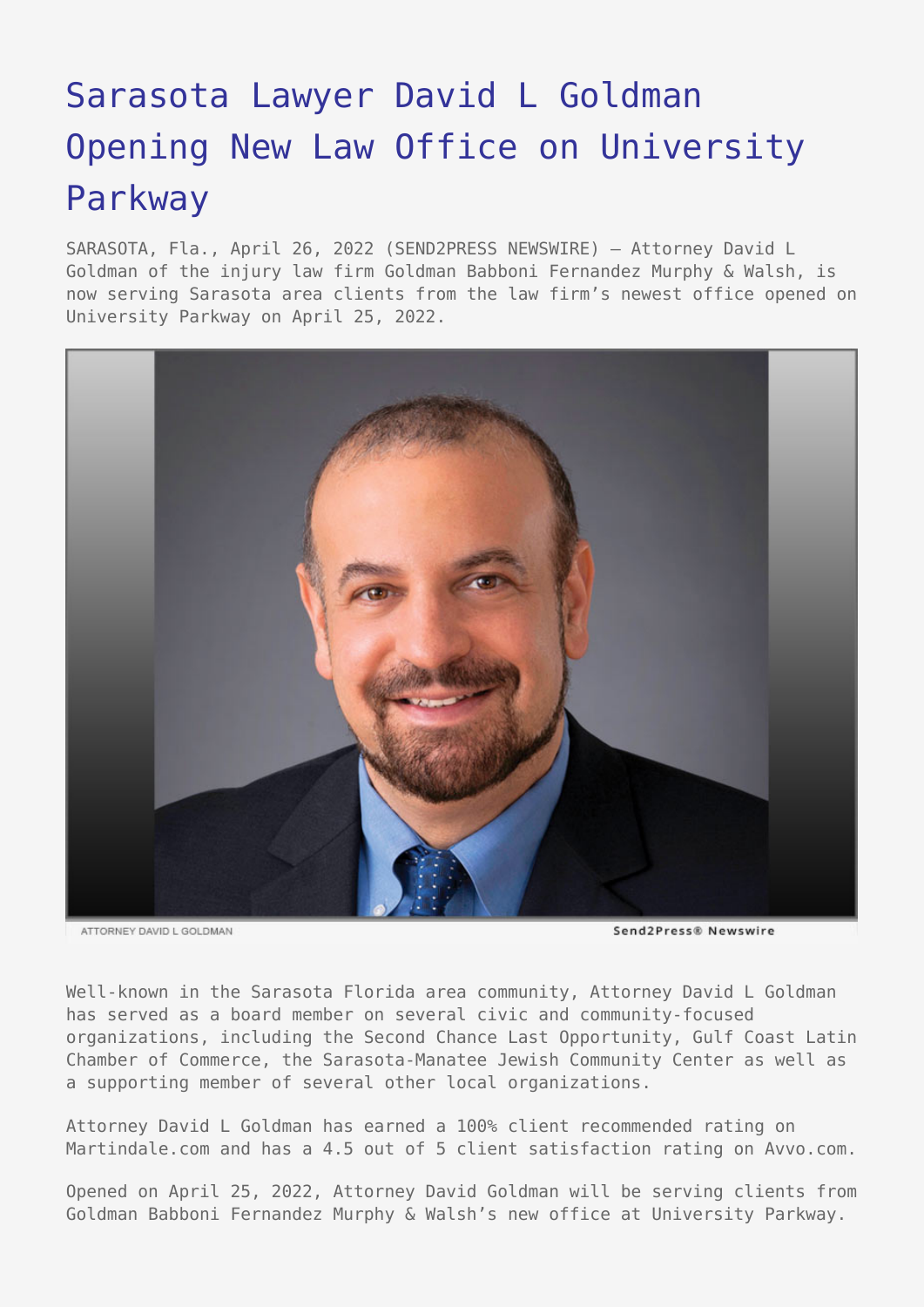# Sarasota Lawyer David L Goldman Opening New Law Office on University Parkway

SARASOTA, Fla., April 26, 2022 (SEND2PRESS NEWSWIRE) — Attorney David L Goldman of the injury law firm Goldman Babboni Fernandez Murphy & Walsh, is now serving Sarasota area clients from the law firm's newest office opened on University Parkway on April 25, 2022.

ATTORNEY DAVID L GOLDMAN

Send2Press® Newswire

Well-known in the Sarasota Florida area community, Attorney David L Goldman has served as a board member on several civic and community-focused organizations, including the Second Chance Last Opportunity, Gulf Coast Latin Chamber of Commerce, the Sarasota-Manatee Jewish Community Center as well as a supporting member of several other local organizations.

Attorney David L Goldman has earned a 100% client recommended rating on Martindale.com and has a 4.5 out of 5 client satisfaction rating on Avvo.com.

Opened on April 25, 2022, Attorney David Goldman will be serving clients from Goldman Babboni Fernandez Murphy & Walsh's new office at University Parkway.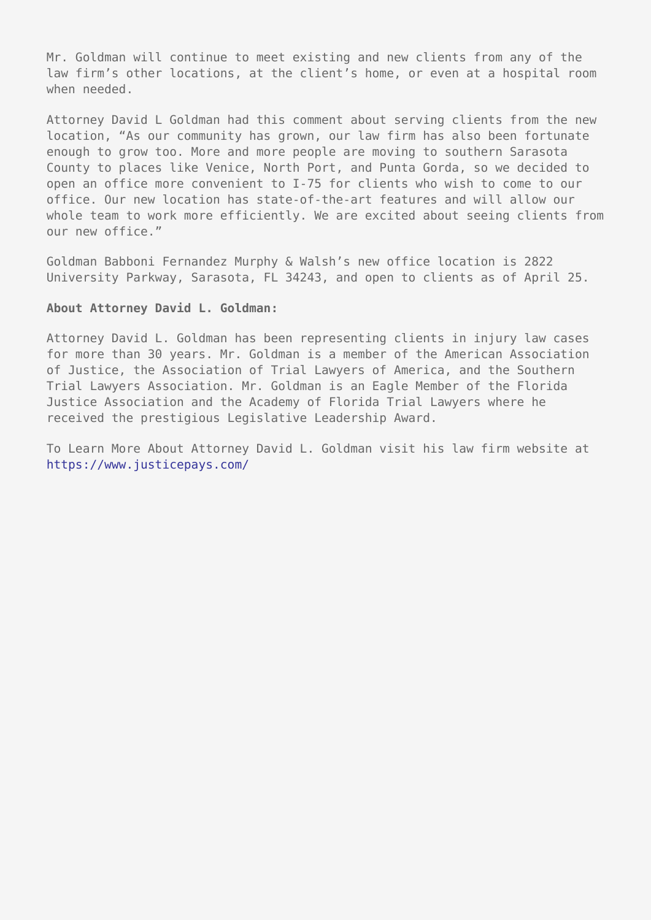Mr. Goldman will continue to meet existing and new clients from any of the law firm's other locations, at the client's home, or even at a hospital room when needed.

Attorney David L Goldman had this comment about serving clients from the new location, "As our community has grown, our law firm has also been fortunate enough to grow too. More and more people are moving to southern Sarasota County to places like Venice, North Port, and Punta Gorda, so we decided to open an office more convenient to I-75 for clients who wish to come to our office. Our new location has state-of-the-art features and will allow our whole team to work more efficiently. We are excited about seeing clients from our new office."

Goldman Babboni Fernandez Murphy & Walsh's new office location is 2822 University Parkway, Sarasota, FL 34243, and open to clients as of April 25.

**About Attorney David L. Goldman:**

Attorney David L. Goldman has been representing clients in injury law cases for more than 30 years. Mr. Goldman is a member of the American Association of Justice, the Association of Trial Lawyers of America, and the Southern Trial Lawyers Association. Mr. Goldman is an Eagle Member of the Florida Justice Association and the Academy of Florida Trial Lawyers where he received the prestigious Legislative Leadership Award.

To Learn More About Attorney David L. Goldman visit his law firm website at https://www.justicepays.com/